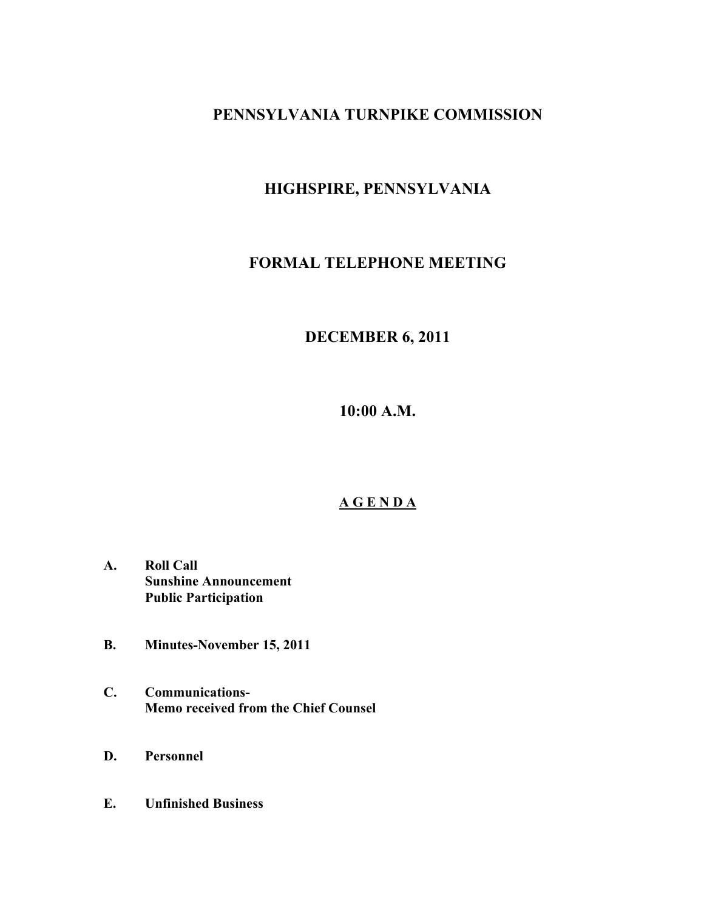# PENNSYLVANIA TURNPIKE COMMISSION

## HIGHSPIRE, PENNSYLVANIA

## FORMAL TELEPHONE MEETING

## DECEMBER 6, 2011

## 10:00 A.M.

## A G E N D A

**A. Roll Call**
**Sunshine Announcement**
**Public Participation**

**B. Minutes-November 15, 2011**

**C. Communications-**
**Memo received from the Chief Counsel**

**D. Personnel**

**E. Unfinished Business**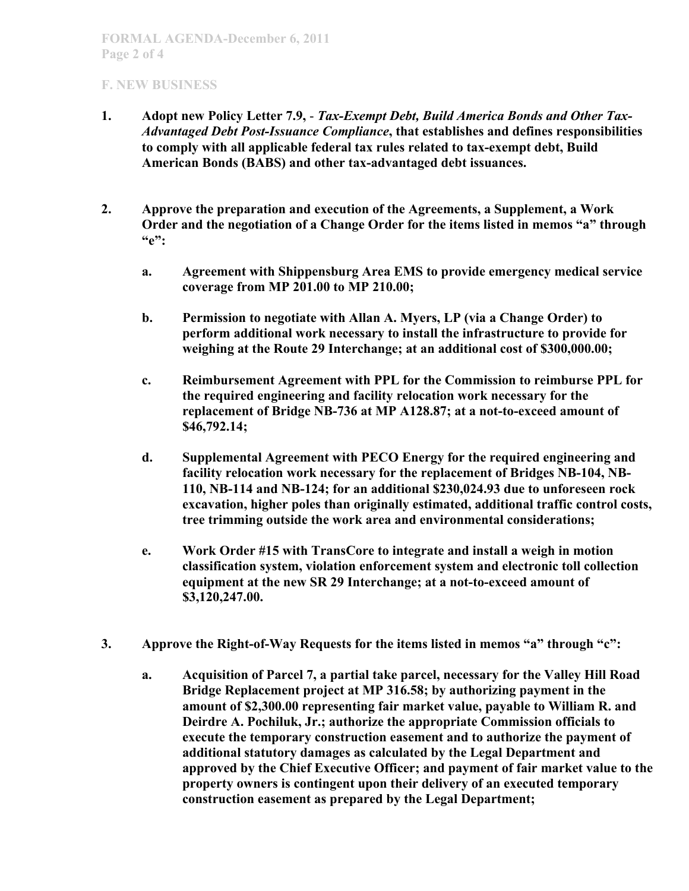## F. NEW BUSINESS

1. **Adopt new Policy Letter 7.9, - *Tax-Exempt Debt, Build America Bonds and Other Tax-Advantaged Debt Post-Issuance Compliance*, that establishes and defines responsibilities to comply with all applicable federal tax rules related to tax-exempt debt, Build American Bonds (BABS) and other tax-advantaged debt issuances.**

2. **Approve the preparation and execution of the Agreements, a Supplement, a Work Order and the negotiation of a Change Order for the items listed in memos "a" through "e":**

   a. **Agreement with Shippensburg Area EMS to provide emergency medical service coverage from MP 201.00 to MP 210.00;**

   b. **Permission to negotiate with Allan A. Myers, LP (via a Change Order) to perform additional work necessary to install the infrastructure to provide for weighing at the Route 29 Interchange; at an additional cost of $300,000.00;**

   c. **Reimbursement Agreement with PPL for the Commission to reimburse PPL for the required engineering and facility relocation work necessary for the replacement of Bridge NB-736 at MP A128.87; at a not-to-exceed amount of $46,792.14;**

   d. **Supplemental Agreement with PECO Energy for the required engineering and facility relocation work necessary for the replacement of Bridges NB-104, NB-110, NB-114 and NB-124; for an additional $230,024.93 due to unforeseen rock excavation, higher poles than originally estimated, additional traffic control costs, tree trimming outside the work area and environmental considerations;**

   e. **Work Order #15 with TransCore to integrate and install a weigh in motion classification system, violation enforcement system and electronic toll collection equipment at the new SR 29 Interchange; at a not-to-exceed amount of $3,120,247.00.**

3. **Approve the Right-of-Way Requests for the items listed in memos "a" through "c":**

   a. **Acquisition of Parcel 7, a partial take parcel, necessary for the Valley Hill Road Bridge Replacement project at MP 316.58; by authorizing payment in the amount of $2,300.00 representing fair market value, payable to William R. and Deirdre A. Pochiluk, Jr.; authorize the appropriate Commission officials to execute the temporary construction easement and to authorize the payment of additional statutory damages as calculated by the Legal Department and approved by the Chief Executive Officer; and payment of fair market value to the property owners is contingent upon their delivery of an executed temporary construction easement as prepared by the Legal Department;**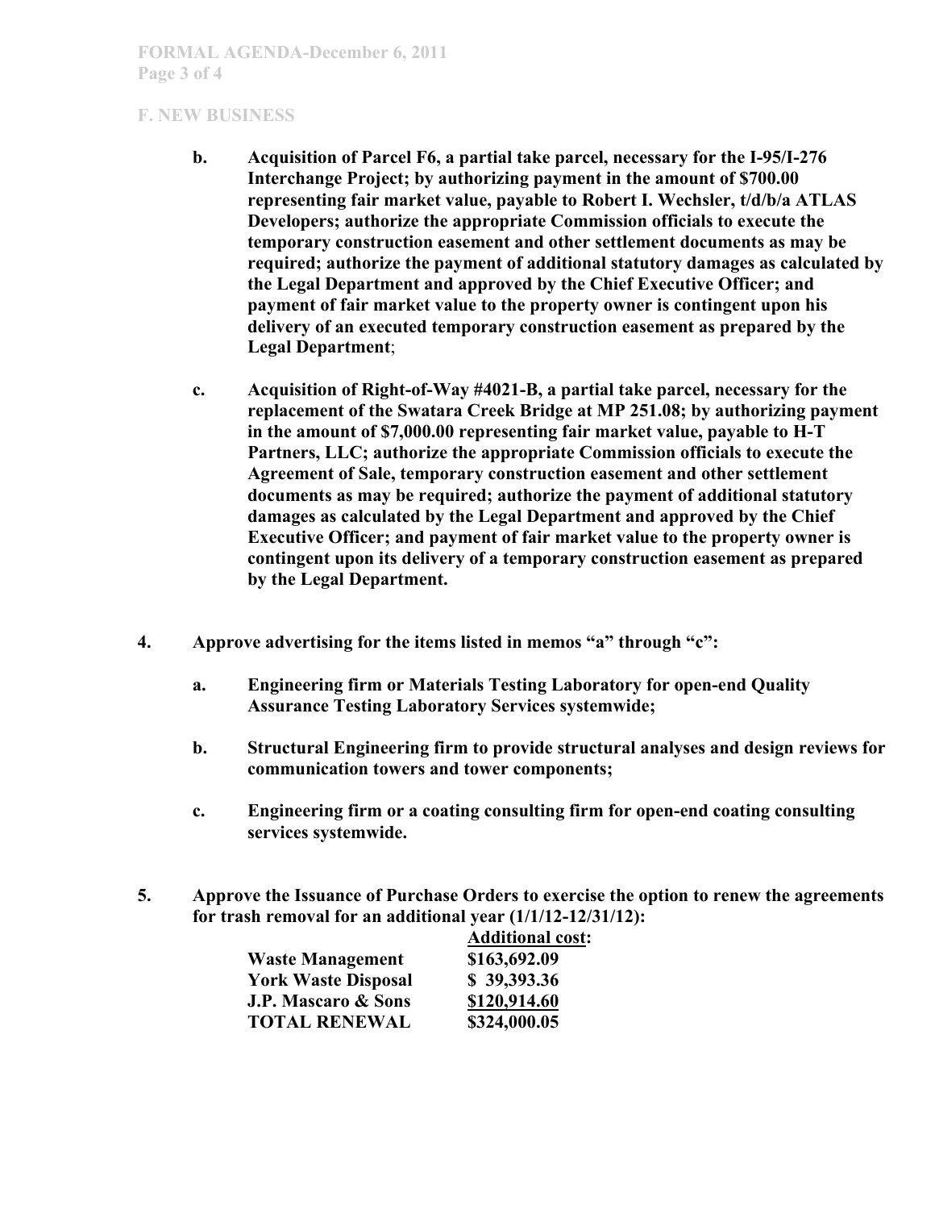## F. NEW BUSINESS

**b. Acquisition of Parcel F6, a partial take parcel, necessary for the I-95/I-276 Interchange Project; by authorizing payment in the amount of $700.00 representing fair market value, payable to Robert I. Wechsler, t/d/b/a ATLAS Developers; authorize the appropriate Commission officials to execute the temporary construction easement and other settlement documents as may be required; authorize the payment of additional statutory damages as calculated by the Legal Department and approved by the Chief Executive Officer; and payment of fair market value to the property owner is contingent upon his delivery of an executed temporary construction easement as prepared by the Legal Department**;

**c. Acquisition of Right-of-Way #4021-B, a partial take parcel, necessary for the replacement of the Swatara Creek Bridge at MP 251.08; by authorizing payment in the amount of $7,000.00 representing fair market value, payable to H-T Partners, LLC; authorize the appropriate Commission officials to execute the Agreement of Sale, temporary construction easement and other settlement documents as may be required; authorize the payment of additional statutory damages as calculated by the Legal Department and approved by the Chief Executive Officer; and payment of fair market value to the property owner is contingent upon its delivery of a temporary construction easement as prepared by the Legal Department.**

**4. Approve advertising for the items listed in memos "a" through "c":**

**a. Engineering firm or Materials Testing Laboratory for open-end Quality Assurance Testing Laboratory Services systemwide;**

**b. Structural Engineering firm to provide structural analyses and design reviews for communication towers and tower components;**

**c. Engineering firm or a coating consulting firm for open-end coating consulting services systemwide.**

**5. Approve the Issuance of Purchase Orders to exercise the option to renew the agreements for trash removal for an additional year (1/1/12-12/31/12):**

| | **Additional cost:** |
|---|---|
| **Waste Management** | **$163,692.09** |
| **York Waste Disposal** | **$ 39,393.36** |
| **J.P. Mascaro & Sons** | **$120,914.60** |
| **TOTAL RENEWAL** | **$324,000.05** |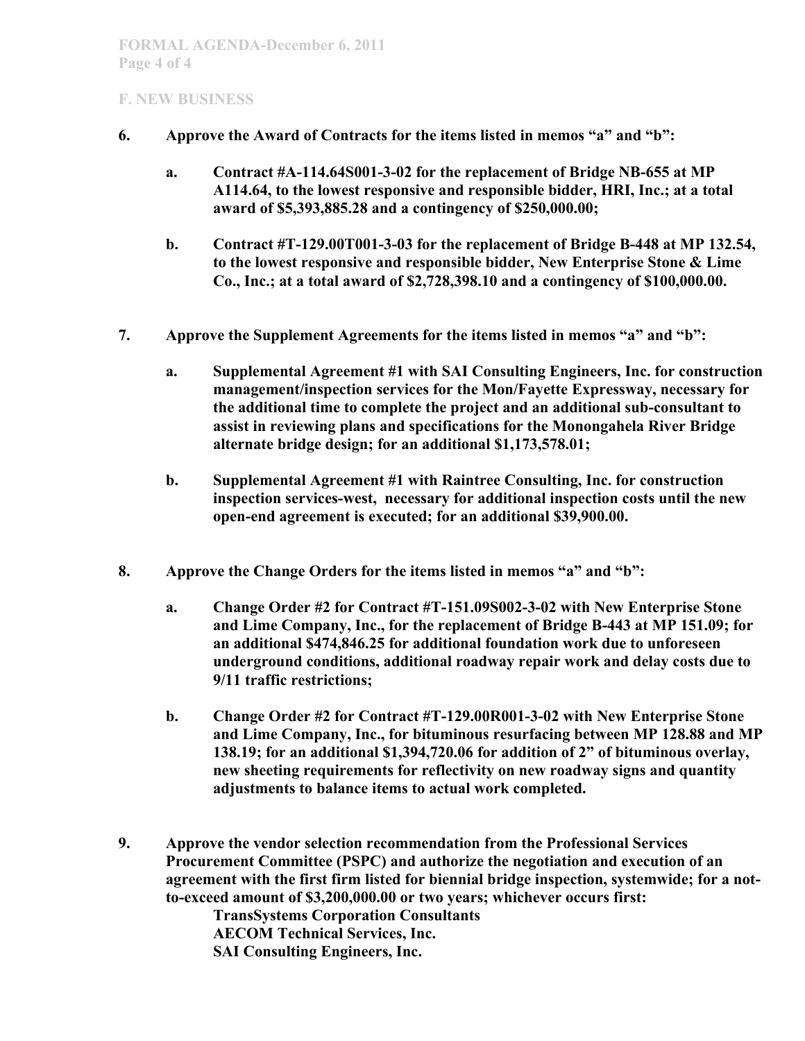## F. NEW BUSINESS

**6. Approve the Award of Contracts for the items listed in memos "a" and "b":**

> **a. Contract #A-114.64S001-3-02 for the replacement of Bridge NB-655 at MP A114.64, to the lowest responsive and responsible bidder, HRI, Inc.; at a total award of $5,393,885.28 and a contingency of $250,000.00;**
>
> **b. Contract #T-129.00T001-3-03 for the replacement of Bridge B-448 at MP 132.54, to the lowest responsive and responsible bidder, New Enterprise Stone & Lime Co., Inc.; at a total award of $2,728,398.10 and a contingency of $100,000.00.**

**7. Approve the Supplement Agreements for the items listed in memos "a" and "b":**

> **a. Supplemental Agreement #1 with SAI Consulting Engineers, Inc. for construction management/inspection services for the Mon/Fayette Expressway, necessary for the additional time to complete the project and an additional sub-consultant to assist in reviewing plans and specifications for the Monongahela River Bridge alternate bridge design; for an additional $1,173,578.01;**
>
> **b. Supplemental Agreement #1 with Raintree Consulting, Inc. for construction inspection services-west, necessary for additional inspection costs until the new open-end agreement is executed; for an additional $39,900.00.**

**8. Approve the Change Orders for the items listed in memos "a" and "b":**

> **a. Change Order #2 for Contract #T-151.09S002-3-02 with New Enterprise Stone and Lime Company, Inc., for the replacement of Bridge B-443 at MP 151.09; for an additional $474,846.25 for additional foundation work due to unforeseen underground conditions, additional roadway repair work and delay costs due to 9/11 traffic restrictions;**
>
> **b. Change Order #2 for Contract #T-129.00R001-3-02 with New Enterprise Stone and Lime Company, Inc., for bituminous resurfacing between MP 128.88 and MP 138.19; for an additional $1,394,720.06 for addition of 2" of bituminous overlay, new sheeting requirements for reflectivity on new roadway signs and quantity adjustments to balance items to actual work completed.**

**9. Approve the vendor selection recommendation from the Professional Services Procurement Committee (PSPC) and authorize the negotiation and execution of an agreement with the first firm listed for biennial bridge inspection, systemwide; for a not-to-exceed amount of $3,200,000.00 or two years; whichever occurs first:**

> **TransSystems Corporation Consultants**
> **AECOM Technical Services, Inc.**
> **SAI Consulting Engineers, Inc.**